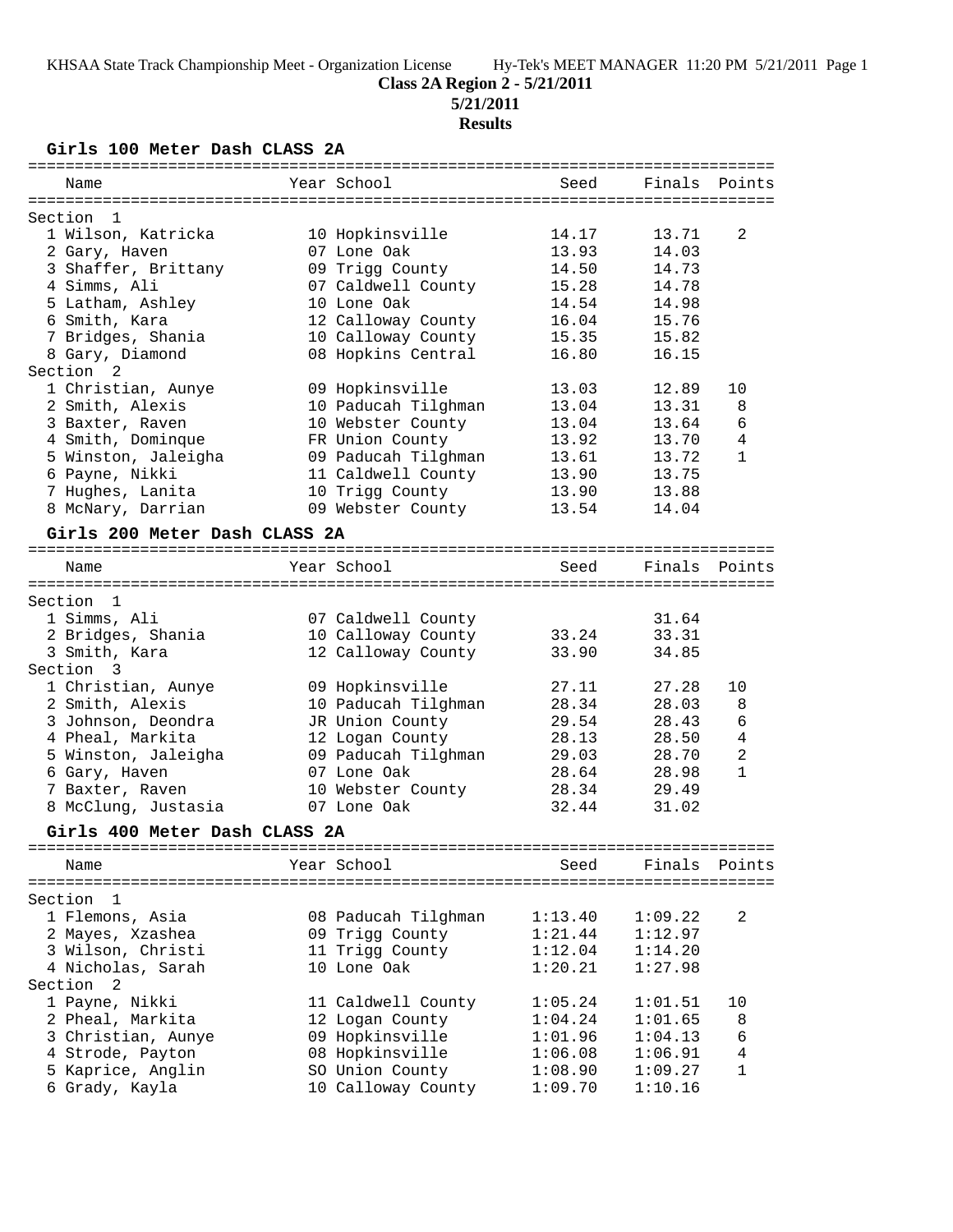**Class 2A Region 2 - 5/21/2011**

**5/21/2011**

**Results**

### Girls 100 Meter Dash CLASS 2A

| Name | Year | School | Seed | Finals | Points |
|---|---|---|---|---|---|
| **Section 1** | | | | | |
| 1 Wilson, Katricka | 10 | Hopkinsville | 14.17 | 13.71 | 2 |
| 2 Gary, Haven | 07 | Lone Oak | 13.93 | 14.03 | |
| 3 Shaffer, Brittany | 09 | Trigg County | 14.50 | 14.73 | |
| 4 Simms, Ali | 07 | Caldwell County | 15.28 | 14.78 | |
| 5 Latham, Ashley | 10 | Lone Oak | 14.54 | 14.98 | |
| 6 Smith, Kara | 12 | Calloway County | 16.04 | 15.76 | |
| 7 Bridges, Shania | 10 | Calloway County | 15.35 | 15.82 | |
| 8 Gary, Diamond | 08 | Hopkins Central | 16.80 | 16.15 | |
| **Section 2** | | | | | |
| 1 Christian, Aunye | 09 | Hopkinsville | 13.03 | 12.89 | 10 |
| 2 Smith, Alexis | 10 | Paducah Tilghman | 13.04 | 13.31 | 8 |
| 3 Baxter, Raven | 10 | Webster County | 13.04 | 13.64 | 6 |
| 4 Smith, Dominque | FR | Union County | 13.92 | 13.70 | 4 |
| 5 Winston, Jaleigha | 09 | Paducah Tilghman | 13.61 | 13.72 | 1 |
| 6 Payne, Nikki | 11 | Caldwell County | 13.90 | 13.75 | |
| 7 Hughes, Lanita | 10 | Trigg County | 13.90 | 13.88 | |
| 8 McNary, Darrian | 09 | Webster County | 13.54 | 14.04 | |

### Girls 200 Meter Dash CLASS 2A

| Name | Year | School | Seed | Finals | Points |
|---|---|---|---|---|---|
| **Section 1** | | | | | |
| 1 Simms, Ali | 07 | Caldwell County | | 31.64 | |
| 2 Bridges, Shania | 10 | Calloway County | 33.24 | 33.31 | |
| 3 Smith, Kara | 12 | Calloway County | 33.90 | 34.85 | |
| **Section 3** | | | | | |
| 1 Christian, Aunye | 09 | Hopkinsville | 27.11 | 27.28 | 10 |
| 2 Smith, Alexis | 10 | Paducah Tilghman | 28.34 | 28.03 | 8 |
| 3 Johnson, Deondra | JR | Union County | 29.54 | 28.43 | 6 |
| 4 Pheal, Markita | 12 | Logan County | 28.13 | 28.50 | 4 |
| 5 Winston, Jaleigha | 09 | Paducah Tilghman | 29.03 | 28.70 | 2 |
| 6 Gary, Haven | 07 | Lone Oak | 28.64 | 28.98 | 1 |
| 7 Baxter, Raven | 10 | Webster County | 28.34 | 29.49 | |
| 8 McClung, Justasia | 07 | Lone Oak | 32.44 | 31.02 | |

### Girls 400 Meter Dash CLASS 2A

| Name | Year | School | Seed | Finals | Points |
|---|---|---|---|---|---|
| **Section 1** | | | | | |
| 1 Flemons, Asia | 08 | Paducah Tilghman | 1:13.40 | 1:09.22 | 2 |
| 2 Mayes, Xzashea | 09 | Trigg County | 1:21.44 | 1:12.97 | |
| 3 Wilson, Christi | 11 | Trigg County | 1:12.04 | 1:14.20 | |
| 4 Nicholas, Sarah | 10 | Lone Oak | 1:20.21 | 1:27.98 | |
| **Section 2** | | | | | |
| 1 Payne, Nikki | 11 | Caldwell County | 1:05.24 | 1:01.51 | 10 |
| 2 Pheal, Markita | 12 | Logan County | 1:04.24 | 1:01.65 | 8 |
| 3 Christian, Aunye | 09 | Hopkinsville | 1:01.96 | 1:04.13 | 6 |
| 4 Strode, Payton | 08 | Hopkinsville | 1:06.08 | 1:06.91 | 4 |
| 5 Kaprice, Anglin | SO | Union County | 1:08.90 | 1:09.27 | 1 |
| 6 Grady, Kayla | 10 | Calloway County | 1:09.70 | 1:10.16 | |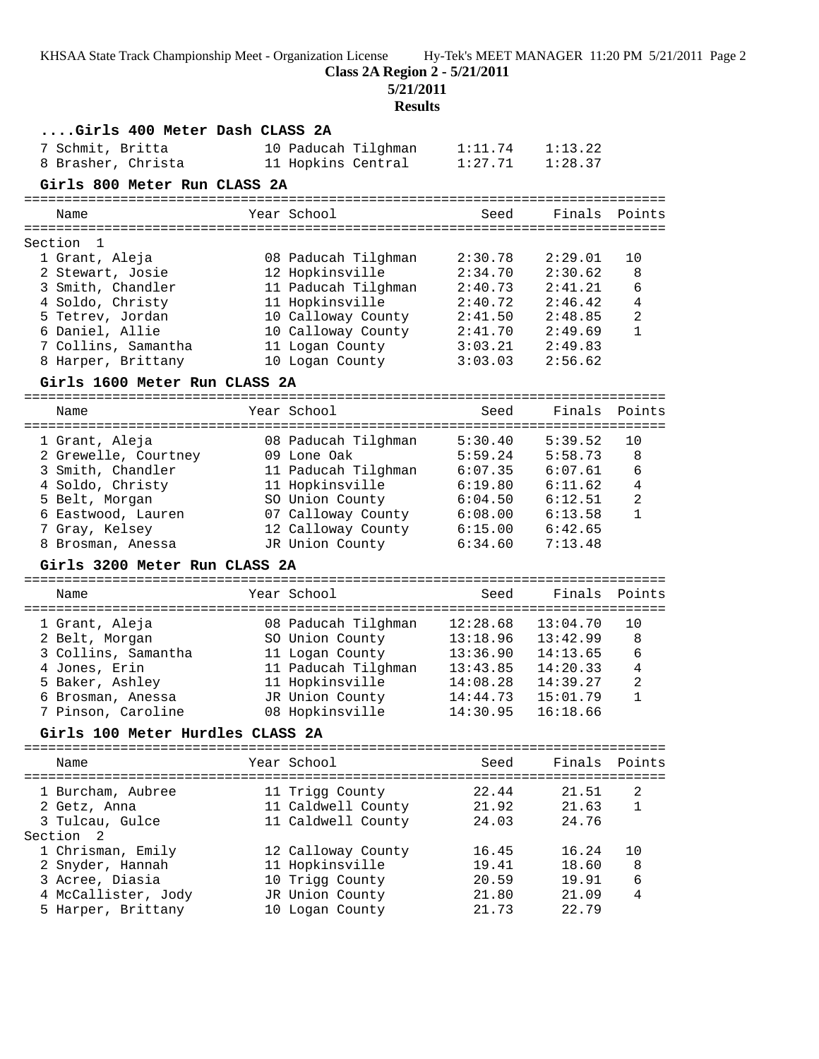**Class 2A Region 2 - 5/21/2011**

**5/21/2011**

**Results**

### ....Girls 400 Meter Dash CLASS 2A

| | Name | Year | School | Seed | Finals | Points |
|---|---|---|---|---|---|---|
| 7 | Schmit, Britta | 10 | Paducah Tilghman | 1:11.74 | 1:13.22 | |
| 8 | Brasher, Christa | 11 | Hopkins Central | 1:27.71 | 1:28.37 | |

### Girls 800 Meter Run CLASS 2A

| | Name | Year | School | Seed | Finals | Points |
|---|---|---|---|---|---|---|
| Section 1 | | | | | | |
| 1 | Grant, Aleja | 08 | Paducah Tilghman | 2:30.78 | 2:29.01 | 10 |
| 2 | Stewart, Josie | 12 | Hopkinsville | 2:34.70 | 2:30.62 | 8 |
| 3 | Smith, Chandler | 11 | Paducah Tilghman | 2:40.73 | 2:41.21 | 6 |
| 4 | Soldo, Christy | 11 | Hopkinsville | 2:40.72 | 2:46.42 | 4 |
| 5 | Tetrev, Jordan | 10 | Calloway County | 2:41.50 | 2:48.85 | 2 |
| 6 | Daniel, Allie | 10 | Calloway County | 2:41.70 | 2:49.69 | 1 |
| 7 | Collins, Samantha | 11 | Logan County | 3:03.21 | 2:49.83 | |
| 8 | Harper, Brittany | 10 | Logan County | 3:03.03 | 2:56.62 | |

### Girls 1600 Meter Run CLASS 2A

| | Name | Year | School | Seed | Finals | Points |
|---|---|---|---|---|---|---|
| 1 | Grant, Aleja | 08 | Paducah Tilghman | 5:30.40 | 5:39.52 | 10 |
| 2 | Grewelle, Courtney | 09 | Lone Oak | 5:59.24 | 5:58.73 | 8 |
| 3 | Smith, Chandler | 11 | Paducah Tilghman | 6:07.35 | 6:07.61 | 6 |
| 4 | Soldo, Christy | 11 | Hopkinsville | 6:19.80 | 6:11.62 | 4 |
| 5 | Belt, Morgan | SO | Union County | 6:04.50 | 6:12.51 | 2 |
| 6 | Eastwood, Lauren | 07 | Calloway County | 6:08.00 | 6:13.58 | 1 |
| 7 | Gray, Kelsey | 12 | Calloway County | 6:15.00 | 6:42.65 | |
| 8 | Brosman, Anessa | JR | Union County | 6:34.60 | 7:13.48 | |

### Girls 3200 Meter Run CLASS 2A

| | Name | Year | School | Seed | Finals | Points |
|---|---|---|---|---|---|---|
| 1 | Grant, Aleja | 08 | Paducah Tilghman | 12:28.68 | 13:04.70 | 10 |
| 2 | Belt, Morgan | SO | Union County | 13:18.96 | 13:42.99 | 8 |
| 3 | Collins, Samantha | 11 | Logan County | 13:36.90 | 14:13.65 | 6 |
| 4 | Jones, Erin | 11 | Paducah Tilghman | 13:43.85 | 14:20.33 | 4 |
| 5 | Baker, Ashley | 11 | Hopkinsville | 14:08.28 | 14:39.27 | 2 |
| 6 | Brosman, Anessa | JR | Union County | 14:44.73 | 15:01.79 | 1 |
| 7 | Pinson, Caroline | 08 | Hopkinsville | 14:30.95 | 16:18.66 | |

### Girls 100 Meter Hurdles CLASS 2A

| | Name | Year | School | Seed | Finals | Points |
|---|---|---|---|---|---|---|
| 1 | Burcham, Aubree | 11 | Trigg County | 22.44 | 21.51 | 2 |
| 2 | Getz, Anna | 11 | Caldwell County | 21.92 | 21.63 | 1 |
| 3 | Tulcau, Gulce | 11 | Caldwell County | 24.03 | 24.76 | |
| Section 2 | | | | | | |
| 1 | Chrisman, Emily | 12 | Calloway County | 16.45 | 16.24 | 10 |
| 2 | Snyder, Hannah | 11 | Hopkinsville | 19.41 | 18.60 | 8 |
| 3 | Acree, Diasia | 10 | Trigg County | 20.59 | 19.91 | 6 |
| 4 | McCallister, Jody | JR | Union County | 21.80 | 21.09 | 4 |
| 5 | Harper, Brittany | 10 | Logan County | 21.73 | 22.79 | |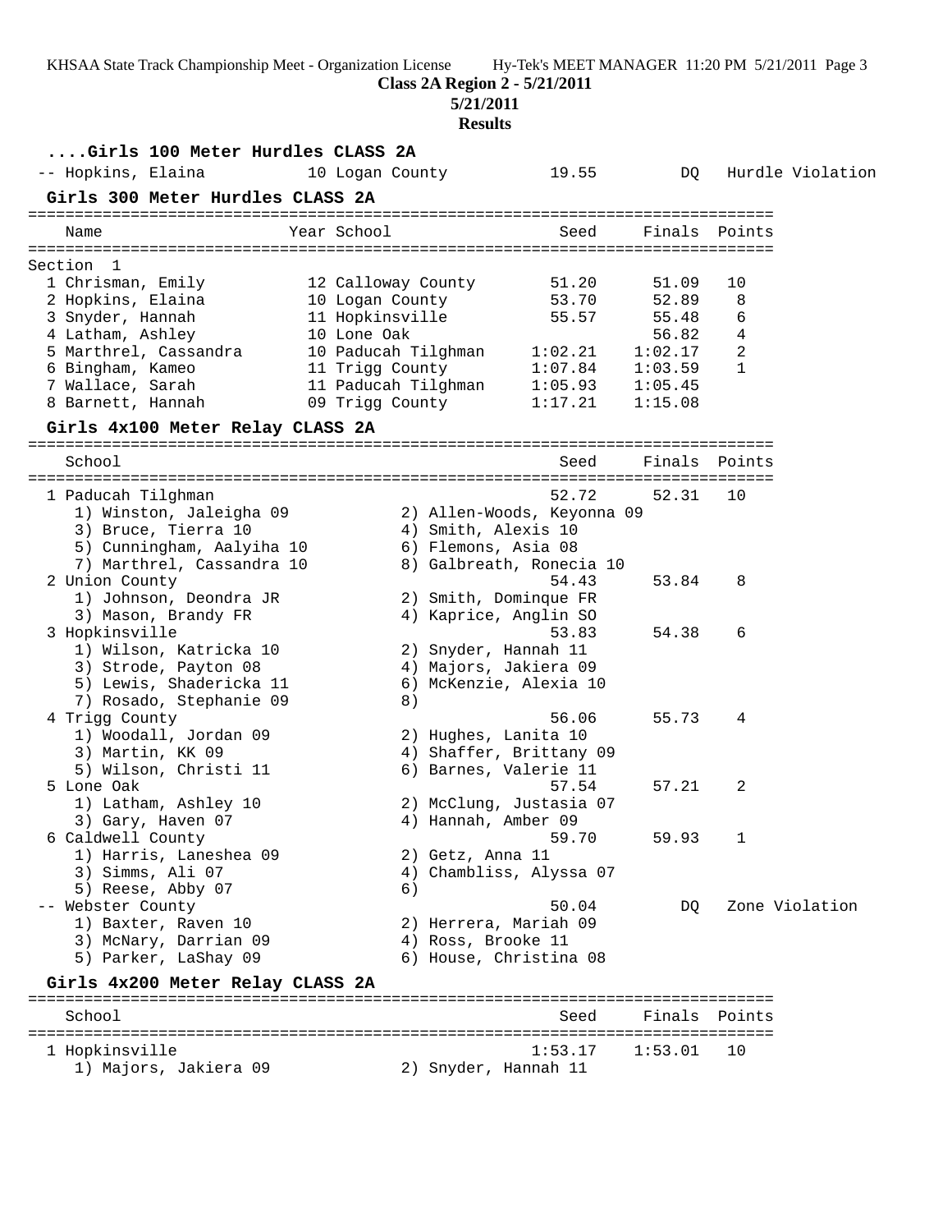**Class 2A Region 2 - 5/21/2011**

**5/21/2011**

**Results**

### ....Girls 100 Meter Hurdles CLASS 2A

| Place | Name | Year | School | Seed | Finals | Points |
|---|---|---|---|---|---|---|
| -- | Hopkins, Elaina | 10 | Logan County | 19.55 | DQ | Hurdle Violation |

### Girls 300 Meter Hurdles CLASS 2A

Section 1

| Place | Name | Year | School | Seed | Finals | Points |
|---|---|---|---|---|---|---|
| 1 | Chrisman, Emily | 12 | Calloway County | 51.20 | 51.09 | 10 |
| 2 | Hopkins, Elaina | 10 | Logan County | 53.70 | 52.89 | 8 |
| 3 | Snyder, Hannah | 11 | Hopkinsville | 55.57 | 55.48 | 6 |
| 4 | Latham, Ashley | 10 | Lone Oak | | 56.82 | 4 |
| 5 | Marthrel, Cassandra | 10 | Paducah Tilghman | 1:02.21 | 1:02.17 | 2 |
| 6 | Bingham, Kameo | 11 | Trigg County | 1:07.84 | 1:03.59 | 1 |
| 7 | Wallace, Sarah | 11 | Paducah Tilghman | 1:05.93 | 1:05.45 | |
| 8 | Barnett, Hannah | 09 | Trigg County | 1:17.21 | 1:15.08 | |

### Girls 4x100 Meter Relay CLASS 2A

| Place | School | Seed | Finals | Points |
|---|---|---|---|---|
| 1 | Paducah Tilghman | 52.72 | 52.31 | 10 |
| | 1) Winston, Jaleigha 09; 2) Allen-Woods, Keyonna 09; 3) Bruce, Tierra 10; 4) Smith, Alexis 10; 5) Cunningham, Aalyiha 10; 6) Flemons, Asia 08; 7) Marthrel, Cassandra 10; 8) Galbreath, Ronecia 10 | | | |
| 2 | Union County | 54.43 | 53.84 | 8 |
| | 1) Johnson, Deondra JR; 2) Smith, Dominque FR; 3) Mason, Brandy FR; 4) Kaprice, Anglin SO | | | |
| 3 | Hopkinsville | 53.83 | 54.38 | 6 |
| | 1) Wilson, Katricka 10; 2) Snyder, Hannah 11; 3) Strode, Payton 08; 4) Majors, Jakiera 09; 5) Lewis, Shadericka 11; 6) McKenzie, Alexia 10; 7) Rosado, Stephanie 09; 8) | | | |
| 4 | Trigg County | 56.06 | 55.73 | 4 |
| | 1) Woodall, Jordan 09; 2) Hughes, Lanita 10; 3) Martin, KK 09; 4) Shaffer, Brittany 09; 5) Wilson, Christi 11; 6) Barnes, Valerie 11 | | | |
| 5 | Lone Oak | 57.54 | 57.21 | 2 |
| | 1) Latham, Ashley 10; 2) McClung, Justasia 07; 3) Gary, Haven 07; 4) Hannah, Amber 09 | | | |
| 6 | Caldwell County | 59.70 | 59.93 | 1 |
| | 1) Harris, Laneshea 09; 2) Getz, Anna 11; 3) Simms, Ali 07; 4) Chambliss, Alyssa 07; 5) Reese, Abby 07; 6) | | | |
| -- | Webster County | 50.04 | DQ | Zone Violation |
| | 1) Baxter, Raven 10; 2) Herrera, Mariah 09; 3) McNary, Darrian 09; 4) Ross, Brooke 11; 5) Parker, LaShay 09; 6) House, Christina 08 | | | |

### Girls 4x200 Meter Relay CLASS 2A

| Place | School | Seed | Finals | Points |
|---|---|---|---|---|
| 1 | Hopkinsville | 1:53.17 | 1:53.01 | 10 |
| | 1) Majors, Jakiera 09; 2) Snyder, Hannah 11 | | | |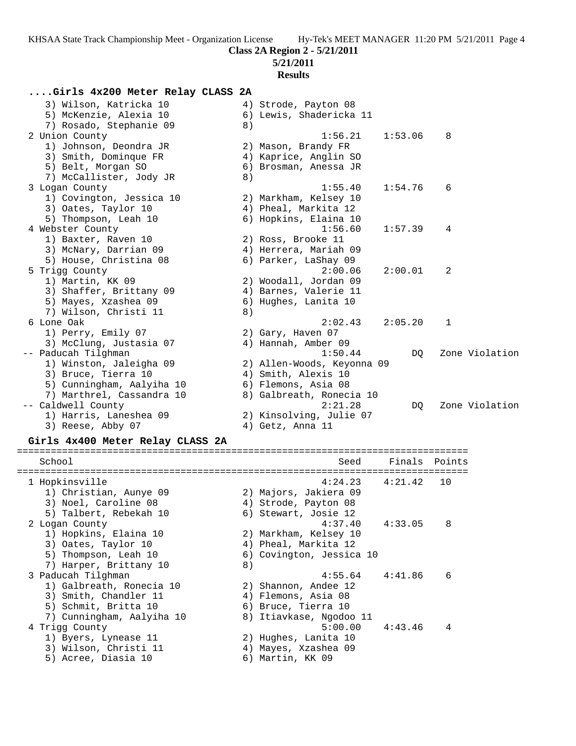**Class 2A Region 2 - 5/21/2011**

**5/21/2011**

**Results**

### ....Girls 4x200 Meter Relay CLASS 2A

```
    3) Wilson, Katricka 10            4) Strode, Payton 08
    5) McKenzie, Alexia 10            6) Lewis, Shadericka 11
    7) Rosado, Stephanie 09           8)
  2 Union County                                 1:56.21    1:53.06    8
    1) Johnson, Deondra JR            2) Mason, Brandy FR
    3) Smith, Dominque FR             4) Kaprice, Anglin SO
    5) Belt, Morgan SO                6) Brosman, Anessa JR
    7) McCallister, Jody JR           8)
  3 Logan County                                 1:55.40    1:54.76    6
    1) Covington, Jessica 10          2) Markham, Kelsey 10
    3) Oates, Taylor 10               4) Pheal, Markita 12
    5) Thompson, Leah 10              6) Hopkins, Elaina 10
  4 Webster County                               1:56.60    1:57.39    4
    1) Baxter, Raven 10               2) Ross, Brooke 11
    3) McNary, Darrian 09             4) Herrera, Mariah 09
    5) House, Christina 08            6) Parker, LaShay 09
  5 Trigg County                                 2:00.06    2:00.01    2
    1) Martin, KK 09                  2) Woodall, Jordan 09
    3) Shaffer, Brittany 09           4) Barnes, Valerie 11
    5) Mayes, Xzashea 09              6) Hughes, Lanita 10
    7) Wilson, Christi 11             8)
  6 Lone Oak                                     2:02.43    2:05.20    1
    1) Perry, Emily 07                2) Gary, Haven 07
    3) McClung, Justasia 07           4) Hannah, Amber 09
 -- Paducah Tilghman                             1:50.44         DQ   Zone Violation
    1) Winston, Jaleigha 09           2) Allen-Woods, Keyonna 09
    3) Bruce, Tierra 10               4) Smith, Alexis 10
    5) Cunningham, Aalyiha 10         6) Flemons, Asia 08
    7) Marthrel, Cassandra 10         8) Galbreath, Ronecia 10
 -- Caldwell County                              2:21.28         DQ   Zone Violation
    1) Harris, Laneshea 09            2) Kinsolving, Julie 07
    3) Reese, Abby 07                 4) Getz, Anna 11
```

### Girls 4x400 Meter Relay CLASS 2A

```
================================================================================
    School                                          Seed     Finals  Points
================================================================================
  1 Hopkinsville                                 4:24.23    4:21.42   10
    1) Christian, Aunye 09            2) Majors, Jakiera 09
    3) Noel, Caroline 08              4) Strode, Payton 08
    5) Talbert, Rebekah 10            6) Stewart, Josie 12
  2 Logan County                                 4:37.40    4:33.05    8
    1) Hopkins, Elaina 10             2) Markham, Kelsey 10
    3) Oates, Taylor 10               4) Pheal, Markita 12
    5) Thompson, Leah 10              6) Covington, Jessica 10
    7) Harper, Brittany 10            8)
  3 Paducah Tilghman                             4:55.64    4:41.86    6
    1) Galbreath, Ronecia 10          2) Shannon, Andee 12
    3) Smith, Chandler 11             4) Flemons, Asia 08
    5) Schmit, Britta 10              6) Bruce, Tierra 10
    7) Cunningham, Aalyiha 10         8) Itiavkase, Ngodoo 11
  4 Trigg County                                 5:00.00    4:43.46    4
    1) Byers, Lynease 11              2) Hughes, Lanita 10
    3) Wilson, Christi 11             4) Mayes, Xzashea 09
    5) Acree, Diasia 10               6) Martin, KK 09
```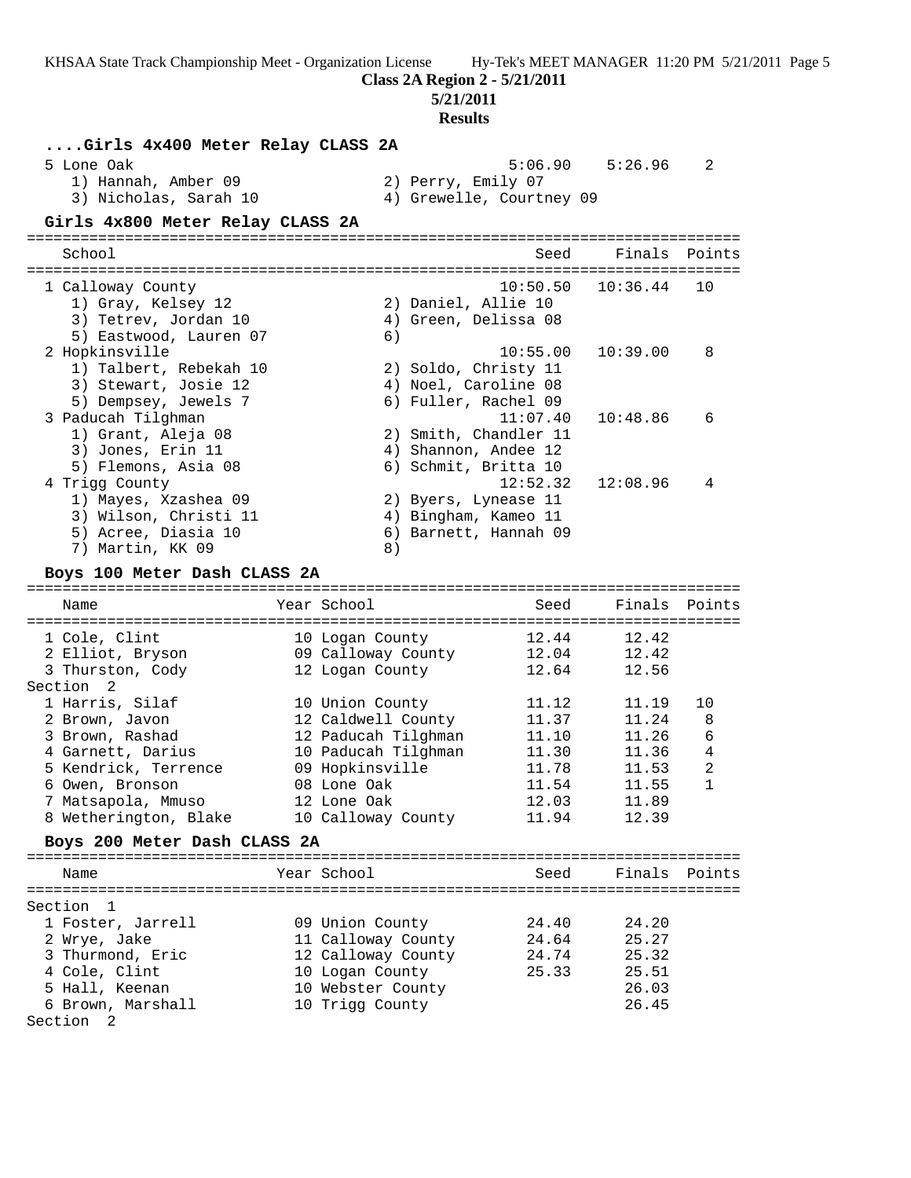**Class 2A Region 2 - 5/21/2011**

**5/21/2011**

**Results**

### ....Girls 4x400 Meter Relay CLASS 2A

| School | Seed | Finals | Points |
|---|---|---|---|
| 5 Lone Oak | 5:06.90 | 5:26.96 | 2 |
| 1) Hannah, Amber 09; 2) Perry, Emily 07; 3) Nicholas, Sarah 10; 4) Grewelle, Courtney 09 | | | |

### Girls 4x800 Meter Relay CLASS 2A

| School | Seed | Finals | Points |
|---|---|---|---|
| 1 Calloway County | 10:50.50 | 10:36.44 | 10 |
| 1) Gray, Kelsey 12; 2) Daniel, Allie 10; 3) Tetrev, Jordan 10; 4) Green, Delissa 08; 5) Eastwood, Lauren 07; 6) | | | |
| 2 Hopkinsville | 10:55.00 | 10:39.00 | 8 |
| 1) Talbert, Rebekah 10; 2) Soldo, Christy 11; 3) Stewart, Josie 12; 4) Noel, Caroline 08; 5) Dempsey, Jewels 7; 6) Fuller, Rachel 09 | | | |
| 3 Paducah Tilghman | 11:07.40 | 10:48.86 | 6 |
| 1) Grant, Aleja 08; 2) Smith, Chandler 11; 3) Jones, Erin 11; 4) Shannon, Andee 12; 5) Flemons, Asia 08; 6) Schmit, Britta 10 | | | |
| 4 Trigg County | 12:52.32 | 12:08.96 | 4 |
| 1) Mayes, Xzashea 09; 2) Byers, Lynease 11; 3) Wilson, Christi 11; 4) Bingham, Kameo 11; 5) Acree, Diasia 10; 6) Barnett, Hannah 09; 7) Martin, KK 09; 8) | | | |

### Boys 100 Meter Dash CLASS 2A

| Name | Year | School | Seed | Finals | Points |
|---|---|---|---|---|---|
| 1 Cole, Clint | 10 | Logan County | 12.44 | 12.42 | |
| 2 Elliot, Bryson | 09 | Calloway County | 12.04 | 12.42 | |
| 3 Thurston, Cody | 12 | Logan County | 12.64 | 12.56 | |
| **Section 2** | | | | | |
| 1 Harris, Silaf | 10 | Union County | 11.12 | 11.19 | 10 |
| 2 Brown, Javon | 12 | Caldwell County | 11.37 | 11.24 | 8 |
| 3 Brown, Rashad | 12 | Paducah Tilghman | 11.10 | 11.26 | 6 |
| 4 Garnett, Darius | 10 | Paducah Tilghman | 11.30 | 11.36 | 4 |
| 5 Kendrick, Terrence | 09 | Hopkinsville | 11.78 | 11.53 | 2 |
| 6 Owen, Bronson | 08 | Lone Oak | 11.54 | 11.55 | 1 |
| 7 Matsapola, Mmuso | 12 | Lone Oak | 12.03 | 11.89 | |
| 8 Wetherington, Blake | 10 | Calloway County | 11.94 | 12.39 | |

### Boys 200 Meter Dash CLASS 2A

| Name | Year | School | Seed | Finals | Points |
|---|---|---|---|---|---|
| **Section 1** | | | | | |
| 1 Foster, Jarrell | 09 | Union County | 24.40 | 24.20 | |
| 2 Wrye, Jake | 11 | Calloway County | 24.64 | 25.27 | |
| 3 Thurmond, Eric | 12 | Calloway County | 24.74 | 25.32 | |
| 4 Cole, Clint | 10 | Logan County | 25.33 | 25.51 | |
| 5 Hall, Keenan | 10 | Webster County | | 26.03 | |
| 6 Brown, Marshall | 10 | Trigg County | | 26.45 | |
| **Section 2** | | | | | |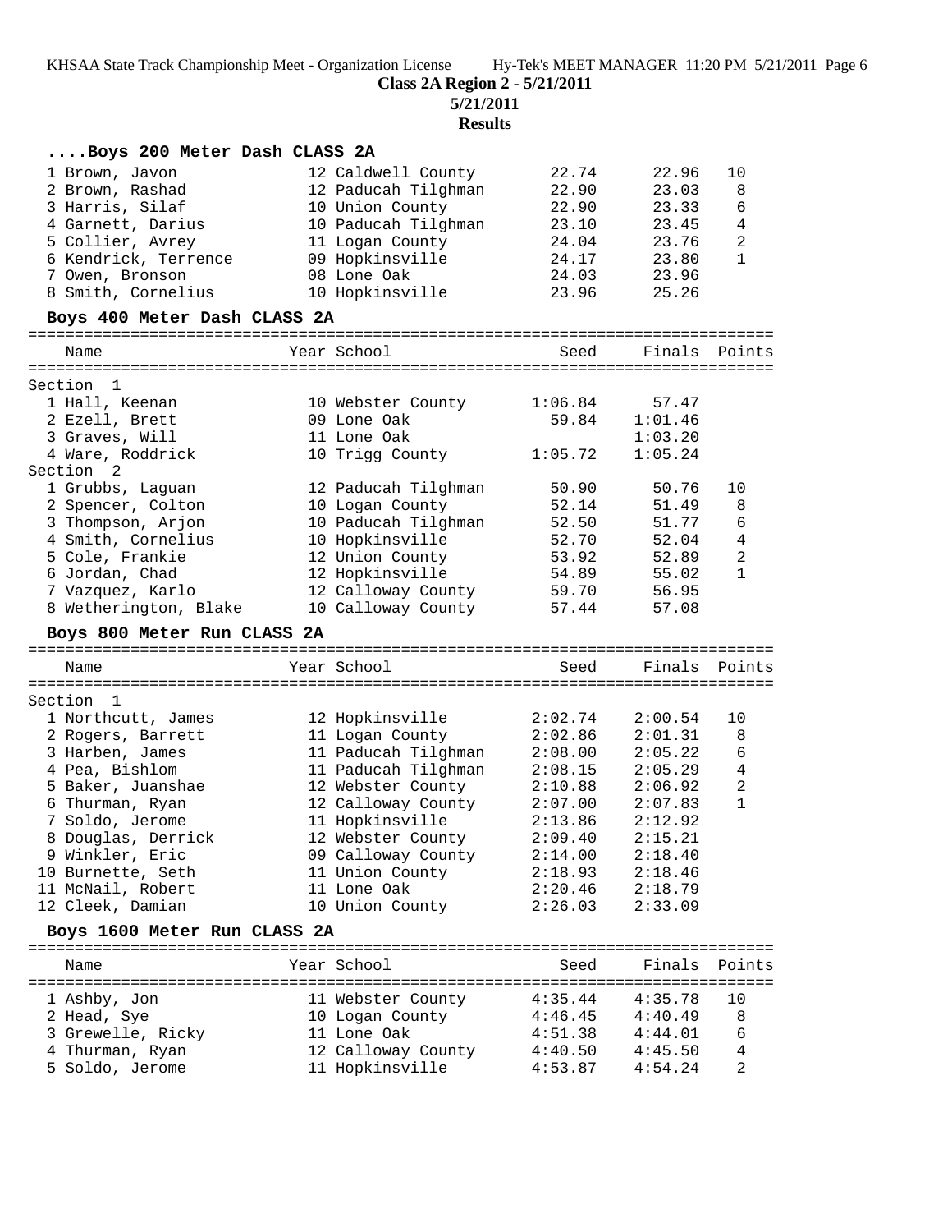**Class 2A Region 2 - 5/21/2011**

**5/21/2011**

**Results**

### ....Boys 200 Meter Dash CLASS 2A

| Place | Name | Year | School | Seed | Finals | Points |
|---|---|---|---|---|---|---|
| 1 | Brown, Javon | 12 | Caldwell County | 22.74 | 22.96 | 10 |
| 2 | Brown, Rashad | 12 | Paducah Tilghman | 22.90 | 23.03 | 8 |
| 3 | Harris, Silaf | 10 | Union County | 22.90 | 23.33 | 6 |
| 4 | Garnett, Darius | 10 | Paducah Tilghman | 23.10 | 23.45 | 4 |
| 5 | Collier, Avrey | 11 | Logan County | 24.04 | 23.76 | 2 |
| 6 | Kendrick, Terrence | 09 | Hopkinsville | 24.17 | 23.80 | 1 |
| 7 | Owen, Bronson | 08 | Lone Oak | 24.03 | 23.96 | |
| 8 | Smith, Cornelius | 10 | Hopkinsville | 23.96 | 25.26 | |

### Boys 400 Meter Dash CLASS 2A

| Place | Name | Year | School | Seed | Finals | Points |
|---|---|---|---|---|---|---|
| **Section 1** | | | | | | |
| 1 | Hall, Keenan | 10 | Webster County | 1:06.84 | 57.47 | |
| 2 | Ezell, Brett | 09 | Lone Oak | 59.84 | 1:01.46 | |
| 3 | Graves, Will | 11 | Lone Oak | | 1:03.20 | |
| 4 | Ware, Roddrick | 10 | Trigg County | 1:05.72 | 1:05.24 | |
| **Section 2** | | | | | | |
| 1 | Grubbs, Laguan | 12 | Paducah Tilghman | 50.90 | 50.76 | 10 |
| 2 | Spencer, Colton | 10 | Logan County | 52.14 | 51.49 | 8 |
| 3 | Thompson, Arjon | 10 | Paducah Tilghman | 52.50 | 51.77 | 6 |
| 4 | Smith, Cornelius | 10 | Hopkinsville | 52.70 | 52.04 | 4 |
| 5 | Cole, Frankie | 12 | Union County | 53.92 | 52.89 | 2 |
| 6 | Jordan, Chad | 12 | Hopkinsville | 54.89 | 55.02 | 1 |
| 7 | Vazquez, Karlo | 12 | Calloway County | 59.70 | 56.95 | |
| 8 | Wetherington, Blake | 10 | Calloway County | 57.44 | 57.08 | |

### Boys 800 Meter Run CLASS 2A

| Place | Name | Year | School | Seed | Finals | Points |
|---|---|---|---|---|---|---|
| **Section 1** | | | | | | |
| 1 | Northcutt, James | 12 | Hopkinsville | 2:02.74 | 2:00.54 | 10 |
| 2 | Rogers, Barrett | 11 | Logan County | 2:02.86 | 2:01.31 | 8 |
| 3 | Harben, James | 11 | Paducah Tilghman | 2:08.00 | 2:05.22 | 6 |
| 4 | Pea, Bishlom | 11 | Paducah Tilghman | 2:08.15 | 2:05.29 | 4 |
| 5 | Baker, Juanshae | 12 | Webster County | 2:10.88 | 2:06.92 | 2 |
| 6 | Thurman, Ryan | 12 | Calloway County | 2:07.00 | 2:07.83 | 1 |
| 7 | Soldo, Jerome | 11 | Hopkinsville | 2:13.86 | 2:12.92 | |
| 8 | Douglas, Derrick | 12 | Webster County | 2:09.40 | 2:15.21 | |
| 9 | Winkler, Eric | 09 | Calloway County | 2:14.00 | 2:18.40 | |
| 10 | Burnette, Seth | 11 | Union County | 2:18.93 | 2:18.46 | |
| 11 | McNail, Robert | 11 | Lone Oak | 2:20.46 | 2:18.79 | |
| 12 | Cleek, Damian | 10 | Union County | 2:26.03 | 2:33.09 | |

### Boys 1600 Meter Run CLASS 2A

| Place | Name | Year | School | Seed | Finals | Points |
|---|---|---|---|---|---|---|
| 1 | Ashby, Jon | 11 | Webster County | 4:35.44 | 4:35.78 | 10 |
| 2 | Head, Sye | 10 | Logan County | 4:46.45 | 4:40.49 | 8 |
| 3 | Grewelle, Ricky | 11 | Lone Oak | 4:51.38 | 4:44.01 | 6 |
| 4 | Thurman, Ryan | 12 | Calloway County | 4:40.50 | 4:45.50 | 4 |
| 5 | Soldo, Jerome | 11 | Hopkinsville | 4:53.87 | 4:54.24 | 2 |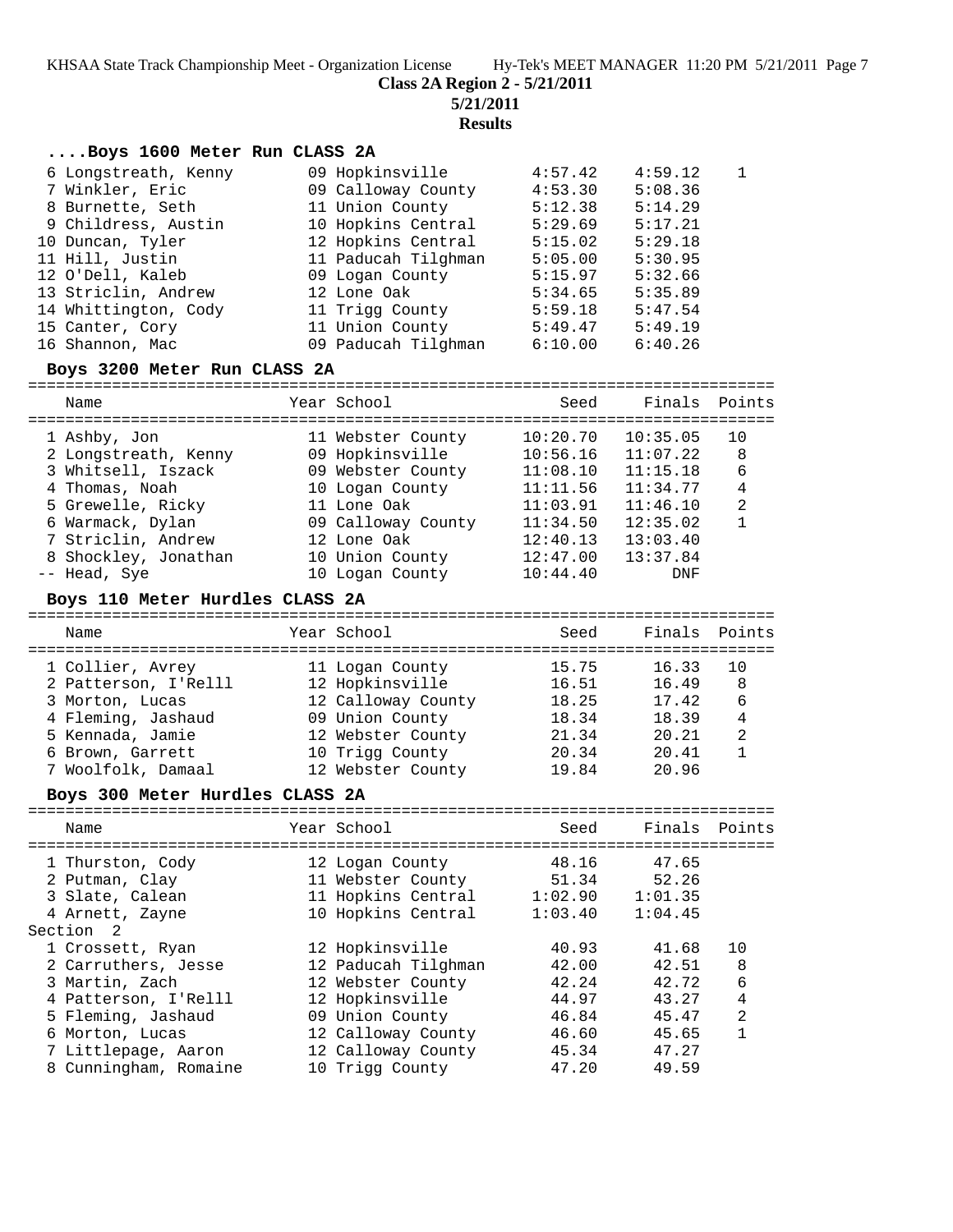**Class 2A Region 2 - 5/21/2011**

**5/21/2011**

**Results**

### ....Boys 1600 Meter Run CLASS 2A

| Name | Year | School | Seed | Finals | Points |
|---|---|---|---|---|---|
| 6 Longstreath, Kenny | 09 | Hopkinsville | 4:57.42 | 4:59.12 | 1 |
| 7 Winkler, Eric | 09 | Calloway County | 4:53.30 | 5:08.36 | |
| 8 Burnette, Seth | 11 | Union County | 5:12.38 | 5:14.29 | |
| 9 Childress, Austin | 10 | Hopkins Central | 5:29.69 | 5:17.21 | |
| 10 Duncan, Tyler | 12 | Hopkins Central | 5:15.02 | 5:29.18 | |
| 11 Hill, Justin | 11 | Paducah Tilghman | 5:05.00 | 5:30.95 | |
| 12 O'Dell, Kaleb | 09 | Logan County | 5:15.97 | 5:32.66 | |
| 13 Striclin, Andrew | 12 | Lone Oak | 5:34.65 | 5:35.89 | |
| 14 Whittington, Cody | 11 | Trigg County | 5:59.18 | 5:47.54 | |
| 15 Canter, Cory | 11 | Union County | 5:49.47 | 5:49.19 | |
| 16 Shannon, Mac | 09 | Paducah Tilghman | 6:10.00 | 6:40.26 | |

### Boys 3200 Meter Run CLASS 2A

| Name | Year | School | Seed | Finals | Points |
|---|---|---|---|---|---|
| 1 Ashby, Jon | 11 | Webster County | 10:20.70 | 10:35.05 | 10 |
| 2 Longstreath, Kenny | 09 | Hopkinsville | 10:56.16 | 11:07.22 | 8 |
| 3 Whitsell, Iszack | 09 | Webster County | 11:08.10 | 11:15.18 | 6 |
| 4 Thomas, Noah | 10 | Logan County | 11:11.56 | 11:34.77 | 4 |
| 5 Grewelle, Ricky | 11 | Lone Oak | 11:03.91 | 11:46.10 | 2 |
| 6 Warmack, Dylan | 09 | Calloway County | 11:34.50 | 12:35.02 | 1 |
| 7 Striclin, Andrew | 12 | Lone Oak | 12:40.13 | 13:03.40 | |
| 8 Shockley, Jonathan | 10 | Union County | 12:47.00 | 13:37.84 | |
| -- Head, Sye | 10 | Logan County | 10:44.40 | DNF | |

### Boys 110 Meter Hurdles CLASS 2A

| Name | Year | School | Seed | Finals | Points |
|---|---|---|---|---|---|
| 1 Collier, Avrey | 11 | Logan County | 15.75 | 16.33 | 10 |
| 2 Patterson, I'Relll | 12 | Hopkinsville | 16.51 | 16.49 | 8 |
| 3 Morton, Lucas | 12 | Calloway County | 18.25 | 17.42 | 6 |
| 4 Fleming, Jashaud | 09 | Union County | 18.34 | 18.39 | 4 |
| 5 Kennada, Jamie | 12 | Webster County | 21.34 | 20.21 | 2 |
| 6 Brown, Garrett | 10 | Trigg County | 20.34 | 20.41 | 1 |
| 7 Woolfolk, Damaal | 12 | Webster County | 19.84 | 20.96 | |

### Boys 300 Meter Hurdles CLASS 2A

| Name | Year | School | Seed | Finals | Points |
|---|---|---|---|---|---|
| 1 Thurston, Cody | 12 | Logan County | 48.16 | 47.65 | |
| 2 Putman, Clay | 11 | Webster County | 51.34 | 52.26 | |
| 3 Slate, Calean | 11 | Hopkins Central | 1:02.90 | 1:01.35 | |
| 4 Arnett, Zayne | 10 | Hopkins Central | 1:03.40 | 1:04.45 | |
| **Section 2** | | | | | |
| 1 Crossett, Ryan | 12 | Hopkinsville | 40.93 | 41.68 | 10 |
| 2 Carruthers, Jesse | 12 | Paducah Tilghman | 42.00 | 42.51 | 8 |
| 3 Martin, Zach | 12 | Webster County | 42.24 | 42.72 | 6 |
| 4 Patterson, I'Relll | 12 | Hopkinsville | 44.97 | 43.27 | 4 |
| 5 Fleming, Jashaud | 09 | Union County | 46.84 | 45.47 | 2 |
| 6 Morton, Lucas | 12 | Calloway County | 46.60 | 45.65 | 1 |
| 7 Littlepage, Aaron | 12 | Calloway County | 45.34 | 47.27 | |
| 8 Cunningham, Romaine | 10 | Trigg County | 47.20 | 49.59 | |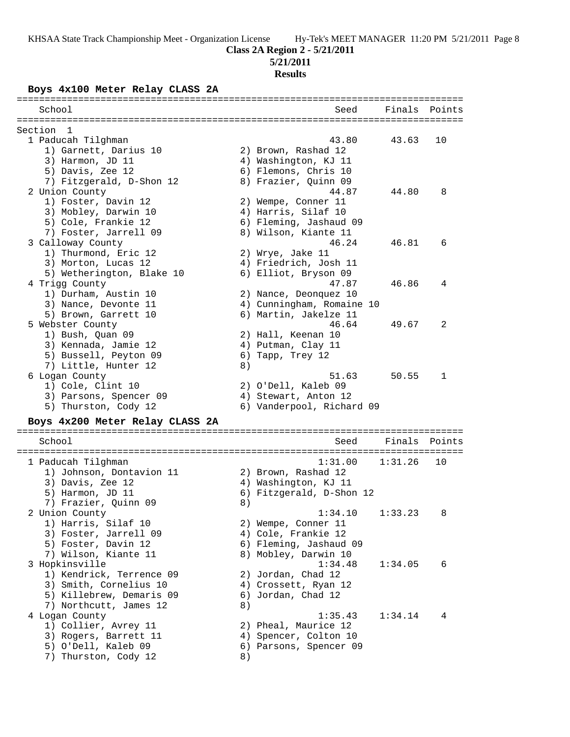**Class 2A Region 2 - 5/21/2011**

**5/21/2011**

**Results**

### Boys 4x100 Meter Relay CLASS 2A

| School | Seed | Finals | Points |
|---|---|---|---|
| **Section 1** | | | |
| 1 Paducah Tilghman | 43.80 | 43.63 | 10 |
| 1) Garnett, Darius 10; 2) Brown, Rashad 12; 3) Harmon, JD 11; 4) Washington, KJ 11; 5) Davis, Zee 12; 6) Flemons, Chris 10; 7) Fitzgerald, D-Shon 12; 8) Frazier, Quinn 09 | | | |
| 2 Union County | 44.87 | 44.80 | 8 |
| 1) Foster, Davin 12; 2) Wempe, Conner 11; 3) Mobley, Darwin 10; 4) Harris, Silaf 10; 5) Cole, Frankie 12; 6) Fleming, Jashaud 09; 7) Foster, Jarrell 09; 8) Wilson, Kiante 11 | | | |
| 3 Calloway County | 46.24 | 46.81 | 6 |
| 1) Thurmond, Eric 12; 2) Wrye, Jake 11; 3) Morton, Lucas 12; 4) Friedrich, Josh 11; 5) Wetherington, Blake 10; 6) Elliot, Bryson 09 | | | |
| 4 Trigg County | 47.87 | 46.86 | 4 |
| 1) Durham, Austin 10; 2) Nance, Deonquez 10; 3) Nance, Devonte 11; 4) Cunningham, Romaine 10; 5) Brown, Garrett 10; 6) Martin, Jakelze 11 | | | |
| 5 Webster County | 46.64 | 49.67 | 2 |
| 1) Bush, Quan 09; 2) Hall, Keenan 10; 3) Kennada, Jamie 12; 4) Putman, Clay 11; 5) Bussell, Peyton 09; 6) Tapp, Trey 12; 7) Little, Hunter 12; 8) | | | |
| 6 Logan County | 51.63 | 50.55 | 1 |
| 1) Cole, Clint 10; 2) O'Dell, Kaleb 09; 3) Parsons, Spencer 09; 4) Stewart, Anton 12; 5) Thurston, Cody 12; 6) Vanderpool, Richard 09 | | | |

### Boys 4x200 Meter Relay CLASS 2A

| School | Seed | Finals | Points |
|---|---|---|---|
| 1 Paducah Tilghman | 1:31.00 | 1:31.26 | 10 |
| 1) Johnson, Dontavion 11; 2) Brown, Rashad 12; 3) Davis, Zee 12; 4) Washington, KJ 11; 5) Harmon, JD 11; 6) Fitzgerald, D-Shon 12; 7) Frazier, Quinn 09; 8) | | | |
| 2 Union County | 1:34.10 | 1:33.23 | 8 |
| 1) Harris, Silaf 10; 2) Wempe, Conner 11; 3) Foster, Jarrell 09; 4) Cole, Frankie 12; 5) Foster, Davin 12; 6) Fleming, Jashaud 09; 7) Wilson, Kiante 11; 8) Mobley, Darwin 10 | | | |
| 3 Hopkinsville | 1:34.48 | 1:34.05 | 6 |
| 1) Kendrick, Terrence 09; 2) Jordan, Chad 12; 3) Smith, Cornelius 10; 4) Crossett, Ryan 12; 5) Killebrew, Demaris 09; 6) Jordan, Chad 12; 7) Northcutt, James 12; 8) | | | |
| 4 Logan County | 1:35.43 | 1:34.14 | 4 |
| 1) Collier, Avrey 11; 2) Pheal, Maurice 12; 3) Rogers, Barrett 11; 4) Spencer, Colton 10; 5) O'Dell, Kaleb 09; 6) Parsons, Spencer 09; 7) Thurston, Cody 12; 8) | | | |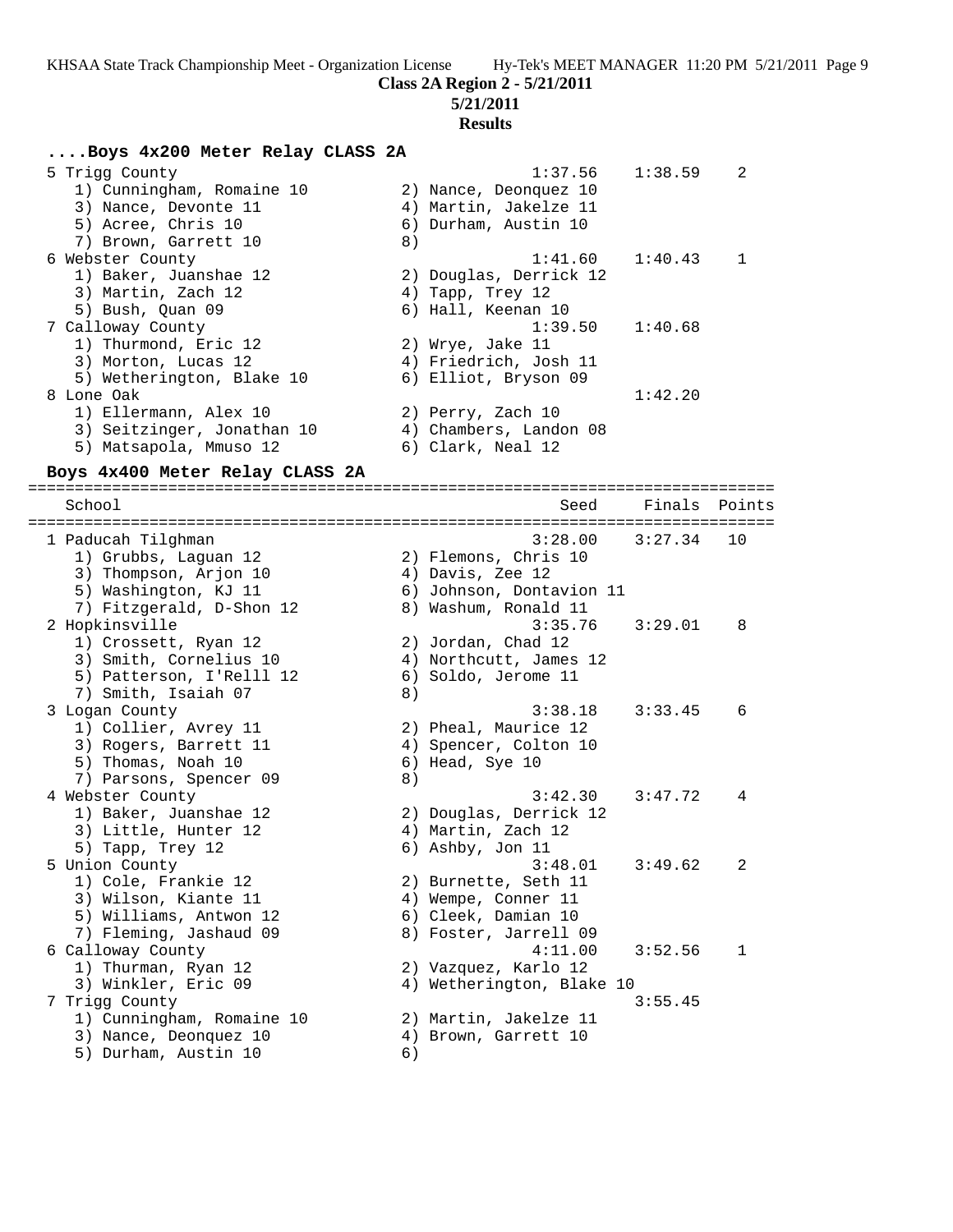## Class 2A Region 2 - 5/21/2011

### 5/21/2011

### Results

#### ....Boys 4x200 Meter Relay CLASS 2A

```
  5 Trigg County                                    1:37.56    1:38.59    2
     1) Cunningham, Romaine 10          2) Nance, Deonquez 10
     3) Nance, Devonte 11               4) Martin, Jakelze 11
     5) Acree, Chris 10                 6) Durham, Austin 10
     7) Brown, Garrett 10               8)
  6 Webster County                                  1:41.60    1:40.43    1
     1) Baker, Juanshae 12              2) Douglas, Derrick 12
     3) Martin, Zach 12                 4) Tapp, Trey 12
     5) Bush, Quan 09                   6) Hall, Keenan 10
  7 Calloway County                                 1:39.50    1:40.68
     1) Thurmond, Eric 12               2) Wrye, Jake 11
     3) Morton, Lucas 12                4) Friedrich, Josh 11
     5) Wetherington, Blake 10          6) Elliot, Bryson 09
  8 Lone Oak                                                   1:42.20
     1) Ellermann, Alex 10              2) Perry, Zach 10
     3) Seitzinger, Jonathan 10         4) Chambers, Landon 08
     5) Matsapola, Mmuso 12             6) Clark, Neal 12
```

#### Boys 4x400 Meter Relay CLASS 2A

```
================================================================================
   School                                            Seed     Finals  Points
================================================================================
  1 Paducah Tilghman                                3:28.00    3:27.34   10
     1) Grubbs, Laguan 12               2) Flemons, Chris 10
     3) Thompson, Arjon 10              4) Davis, Zee 12
     5) Washington, KJ 11               6) Johnson, Dontavion 11
     7) Fitzgerald, D-Shon 12           8) Washum, Ronald 11
  2 Hopkinsville                                    3:35.76    3:29.01    8
     1) Crossett, Ryan 12               2) Jordan, Chad 12
     3) Smith, Cornelius 10             4) Northcutt, James 12
     5) Patterson, I'Relll 12           6) Soldo, Jerome 11
     7) Smith, Isaiah 07                8)
  3 Logan County                                    3:38.18    3:33.45    6
     1) Collier, Avrey 11               2) Pheal, Maurice 12
     3) Rogers, Barrett 11              4) Spencer, Colton 10
     5) Thomas, Noah 10                 6) Head, Sye 10
     7) Parsons, Spencer 09             8)
  4 Webster County                                  3:42.30    3:47.72    4
     1) Baker, Juanshae 12              2) Douglas, Derrick 12
     3) Little, Hunter 12               4) Martin, Zach 12
     5) Tapp, Trey 12                   6) Ashby, Jon 11
  5 Union County                                    3:48.01    3:49.62    2
     1) Cole, Frankie 12                2) Burnette, Seth 11
     3) Wilson, Kiante 11               4) Wempe, Conner 11
     5) Williams, Antwon 12             6) Cleek, Damian 10
     7) Fleming, Jashaud 09             8) Foster, Jarrell 09
  6 Calloway County                                 4:11.00    3:52.56    1
     1) Thurman, Ryan 12                2) Vazquez, Karlo 12
     3) Winkler, Eric 09                4) Wetherington, Blake 10
  7 Trigg County                                               3:55.45
     1) Cunningham, Romaine 10          2) Martin, Jakelze 11
     3) Nance, Deonquez 10              4) Brown, Garrett 10
     5) Durham, Austin 10               6)
```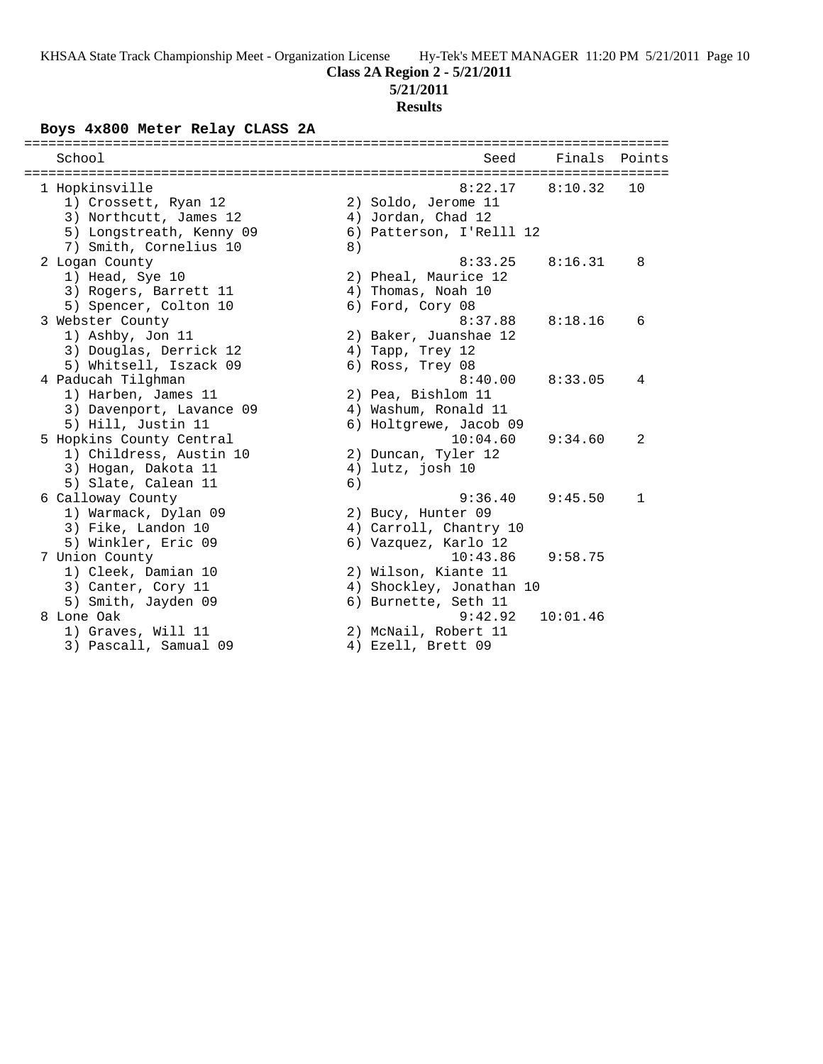**Class 2A Region 2 - 5/21/2011**

**5/21/2011**

**Results**

### Boys 4x800 Meter Relay CLASS 2A

```
=================================================================================
    School                                               Seed     Finals  Points
=================================================================================
  1 Hopkinsville                                      8:22.17    8:10.32   10   
     1) Crossett, Ryan 12              2) Soldo, Jerome 11               
     3) Northcutt, James 12            4) Jordan, Chad 12                
     5) Longstreath, Kenny 09          6) Patterson, I'Relll 12          
     7) Smith, Cornelius 10            8)                                
  2 Logan County                                      8:33.25    8:16.31    8   
     1) Head, Sye 10                   2) Pheal, Maurice 12              
     3) Rogers, Barrett 11             4) Thomas, Noah 10                
     5) Spencer, Colton 10             6) Ford, Cory 08                  
  3 Webster County                                    8:37.88    8:18.16    6   
     1) Ashby, Jon 11                  2) Baker, Juanshae 12             
     3) Douglas, Derrick 12            4) Tapp, Trey 12                  
     5) Whitsell, Iszack 09            6) Ross, Trey 08                  
  4 Paducah Tilghman                                  8:40.00    8:33.05    4   
     1) Harben, James 11               2) Pea, Bishlom 11                
     3) Davenport, Lavance 09          4) Washum, Ronald 11              
     5) Hill, Justin 11                6) Holtgrewe, Jacob 09            
  5 Hopkins County Central                           10:04.60    9:34.60    2   
     1) Childress, Austin 10           2) Duncan, Tyler 12               
     3) Hogan, Dakota 11               4) lutz, josh 10                  
     5) Slate, Calean 11               6)                                
  6 Calloway County                                   9:36.40    9:45.50    1   
     1) Warmack, Dylan 09              2) Bucy, Hunter 09                
     3) Fike, Landon 10                4) Carroll, Chantry 10            
     5) Winkler, Eric 09               6) Vazquez, Karlo 12              
  7 Union County                                     10:43.86    9:58.75        
     1) Cleek, Damian 10               2) Wilson, Kiante 11              
     3) Canter, Cory 11                4) Shockley, Jonathan 10          
     5) Smith, Jayden 09               6) Burnette, Seth 11              
  8 Lone Oak                                          9:42.92   10:01.46        
     1) Graves, Will 11                2) McNail, Robert 11              
     3) Pascall, Samual 09             4) Ezell, Brett 09                
```